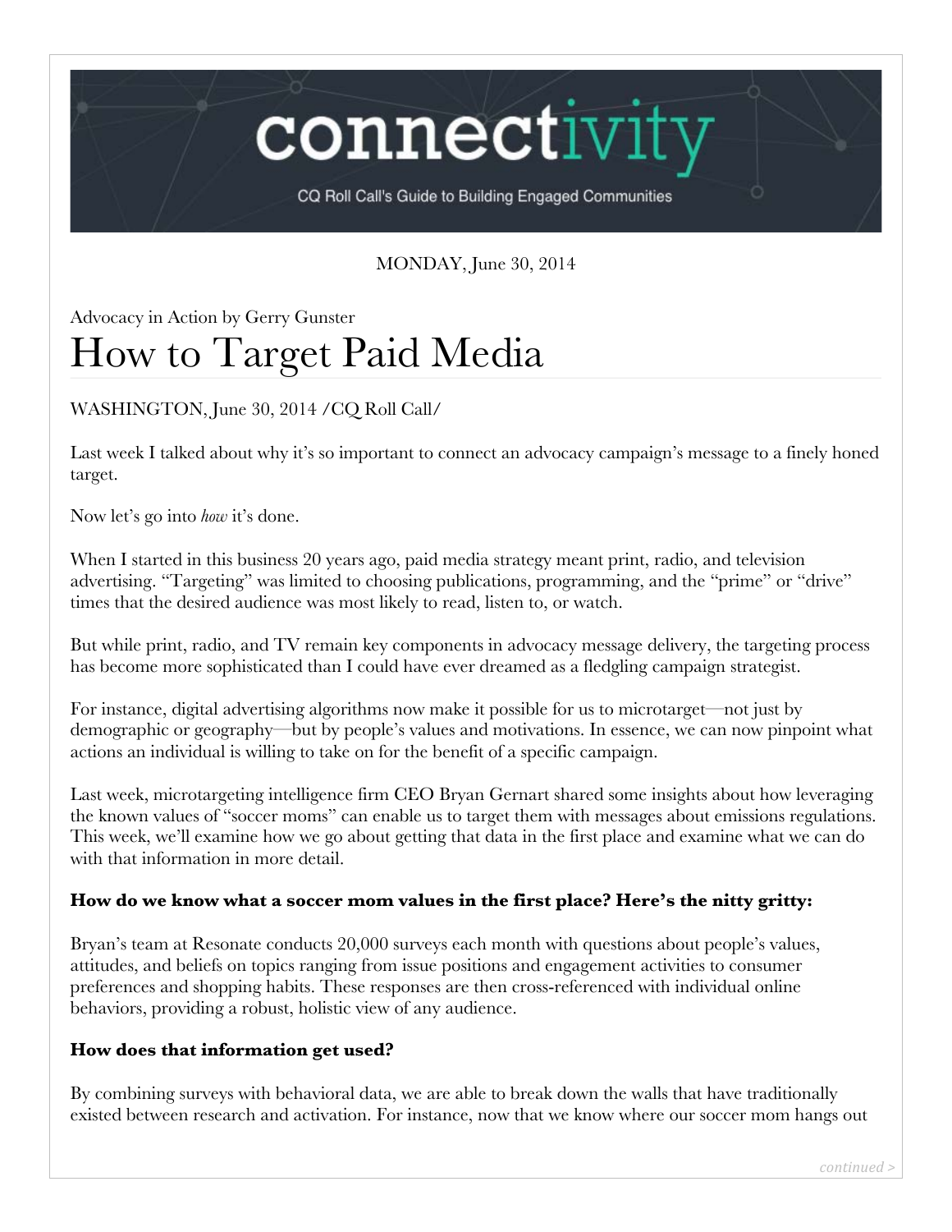# connectivity

CQ Roll Call's Guide to Building Engaged Communities

MONDAY, June 30, 2014

Advocacy in Action by Gerry Gunster

# How to Target Paid Media

WASHINGTON, June 30, 2014 /CQ Roll Call/

Last week I talked about why it's so important to connect an advocacy campaign's message to a finely honed target.

Now let's go into *how* it's done.

When I started in this business 20 years ago, paid media strategy meant print, radio, and television advertising. "Targeting" was limited to choosing publications, programming, and the "prime" or "drive" times that the desired audience was most likely to read, listen to, or watch.

But while print, radio, and TV remain key components in advocacy message delivery, the targeting process has become more sophisticated than I could have ever dreamed as a fledgling campaign strategist.

For instance, digital advertising algorithms now make it possible for us to microtarget—not just by demographic or geography—but by people's values and motivations. In essence, we can now pinpoint what actions an individual is willing to take on for the benefit of a specific campaign.

Last week, microtargeting intelligence firm CEO Bryan Gernart shared some insights about how leveraging the known values of "soccer moms" can enable us to target them with messages about emissions regulations. This week, we'll examine how we go about getting that data in the first place and examine what we can do with that information in more detail.

**How do we know what a soccer mom values in the first place? Here's the nitty gritty:**

Bryan's team at Resonate conducts 20,000 surveys each month with questions about people's values, attitudes, and beliefs on topics ranging from issue positions and engagement activities to consumer preferences and shopping habits. These responses are then cross-referenced with individual online behaviors, providing a robust, holistic view of any audience.

**How does that information get used?**

By combining surveys with behavioral data, we are able to break down the walls that have traditionally existed between research and activation. For instance, now that we know where our soccer mom hangs out

*continued >*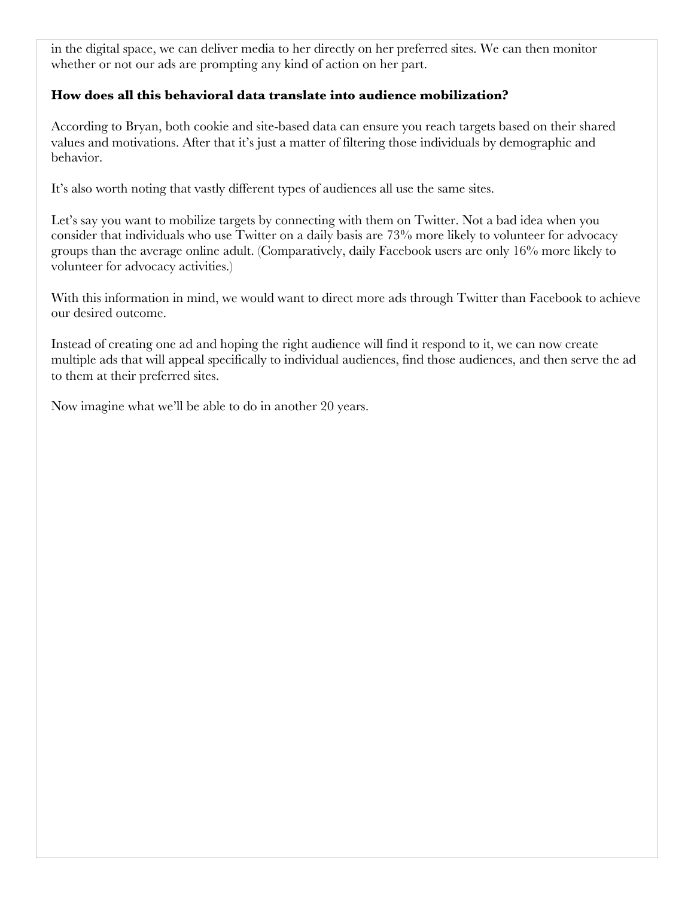in the digital space, we can deliver media to her directly on her preferred sites. We can then monitor whether or not our ads are prompting any kind of action on her part.

**How does all this behavioral data translate into audience mobilization?**

According to Bryan, both cookie and site-based data can ensure you reach targets based on their shared values and motivations. After that it's just a matter of filtering those individuals by demographic and behavior.

It's also worth noting that vastly different types of audiences all use the same sites.

Let's say you want to mobilize targets by connecting with them on Twitter. Not a bad idea when you consider that individuals who use Twitter on a daily basis are 73% more likely to volunteer for advocacy groups than the average online adult. (Comparatively, daily Facebook users are only 16% more likely to volunteer for advocacy activities.)

With this information in mind, we would want to direct more ads through Twitter than Facebook to achieve our desired outcome.

Instead of creating one ad and hoping the right audience will find it respond to it, we can now create multiple ads that will appeal specifically to individual audiences, find those audiences, and then serve the ad to them at their preferred sites.

Now imagine what we'll be able to do in another 20 years.